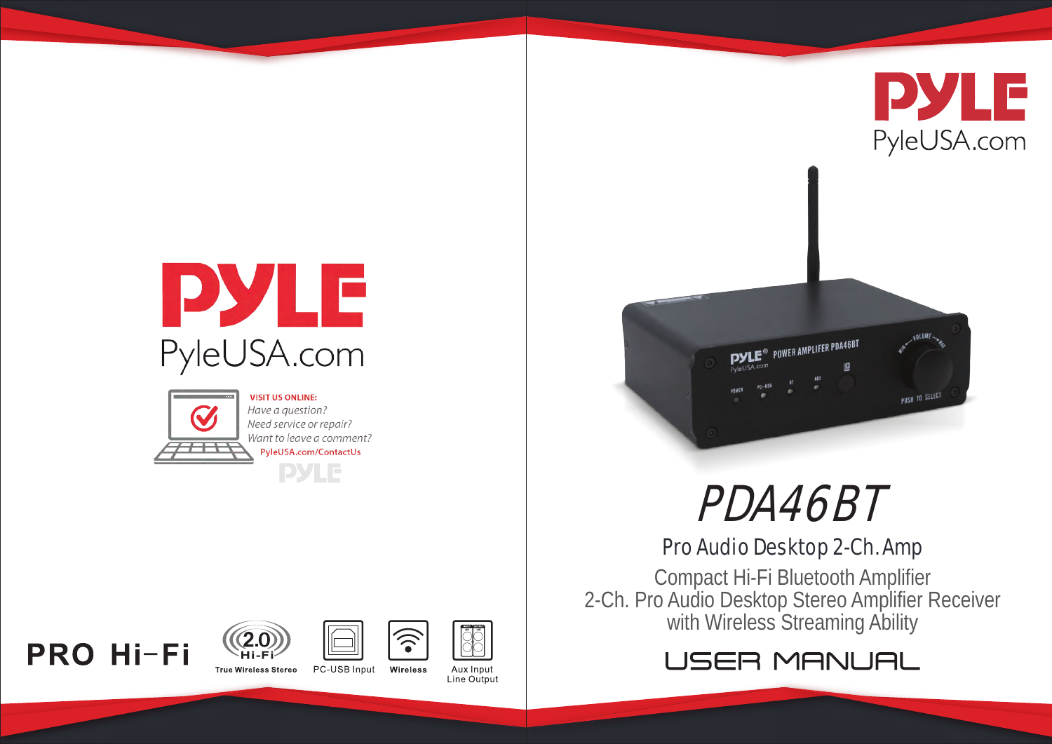# PYLE

PyleUSA.com

**VISIT US ONLINE:**

*Have a question?*
*Need service or repair?*
*Want to leave a comment?*

PyleUSA.com/ContactUs

**PRO Hi-Fi**

2.0 Hi-Fi — True Wireless Stereo

PC-USB Input

Wireless

Aux Input Line Output

# PYLE

PyleUSA.com

# PDA46BT

## Pro Audio Desktop 2-Ch. Amp

Compact Hi-Fi Bluetooth Amplifier
2-Ch. Pro Audio Desktop Stereo Amplifier Receiver
with Wireless Streaming Ability

## USER MANUAL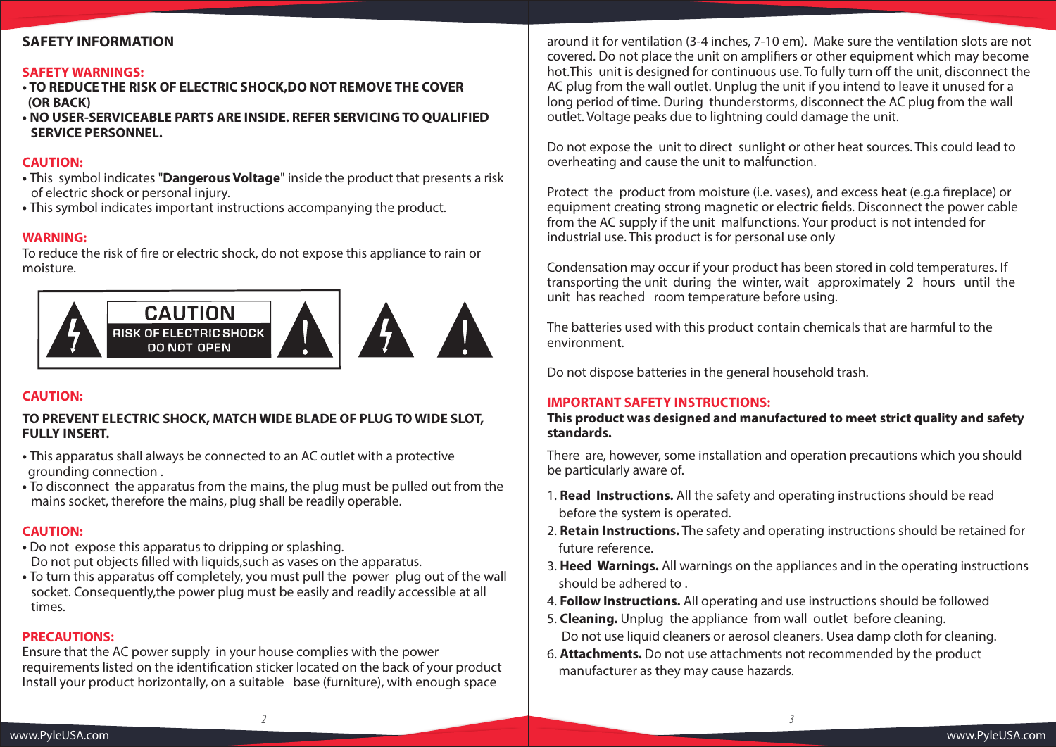## SAFETY INFORMATION

**SAFETY WARNINGS:**

- **TO REDUCE THE RISK OF ELECTRIC SHOCK,DO NOT REMOVE THE COVER (OR BACK)**
- **NO USER-SERVICEABLE PARTS ARE INSIDE. REFER SERVICING TO QUALIFIED SERVICE PERSONNEL.**

**CAUTION:**

- This symbol indicates "**Dangerous Voltage**" inside the product that presents a risk of electric shock or personal injury.
- This symbol indicates important instructions accompanying the product.

**WARNING:**

To reduce the risk of fire or electric shock, do not expose this appliance to rain or moisture.

CAUTION
RISK OF ELECTRIC SHOCK
DO NOT OPEN

**CAUTION:**

**TO PREVENT ELECTRIC SHOCK, MATCH WIDE BLADE OF PLUG TO WIDE SLOT, FULLY INSERT.**

- This apparatus shall always be connected to an AC outlet with a protective grounding connection .
- To disconnect the apparatus from the mains, the plug must be pulled out from the mains socket, therefore the mains, plug shall be readily operable.

**CAUTION:**

- Do not expose this apparatus to dripping or splashing.
  Do not put objects filled with liquids,such as vases on the apparatus.
- To turn this apparatus off completely, you must pull the power plug out of the wall socket. Consequently,the power plug must be easily and readily accessible at all times.

**PRECAUTIONS:**

Ensure that the AC power supply in your house complies with the power requirements listed on the identification sticker located on the back of your product Install your product horizontally, on a suitable base (furniture), with enough space around it for ventilation (3-4 inches, 7-10 em). Make sure the ventilation slots are not covered. Do not place the unit on amplifiers or other equipment which may become hot.This unit is designed for continuous use. To fully turn off the unit, disconnect the AC plug from the wall outlet. Unplug the unit if you intend to leave it unused for a long period of time. During thunderstorms, disconnect the AC plug from the wall outlet. Voltage peaks due to lightning could damage the unit.

Do not expose the unit to direct sunlight or other heat sources. This could lead to overheating and cause the unit to malfunction.

Protect the product from moisture (i.e. vases), and excess heat (e.g.a fireplace) or equipment creating strong magnetic or electric fields. Disconnect the power cable from the AC supply if the unit malfunctions. Your product is not intended for industrial use. This product is for personal use only

Condensation may occur if your product has been stored in cold temperatures. If transporting the unit during the winter, wait approximately 2 hours until the unit has reached room temperature before using.

The batteries used with this product contain chemicals that are harmful to the environment.

Do not dispose batteries in the general household trash.

**IMPORTANT SAFETY INSTRUCTIONS:**

**This product was designed and manufactured to meet strict quality and safety standards.**

There are, however, some installation and operation precautions which you should be particularly aware of.

1. **Read Instructions.** All the safety and operating instructions should be read before the system is operated.
2. **Retain Instructions.** The safety and operating instructions should be retained for future reference.
3. **Heed Warnings.** All warnings on the appliances and in the operating instructions should be adhered to .
4. **Follow Instructions.** All operating and use instructions should be followed
5. **Cleaning.** Unplug the appliance from wall outlet before cleaning.
   Do not use liquid cleaners or aerosol cleaners. Usea damp cloth for cleaning.
6. **Attachments.** Do not use attachments not recommended by the product manufacturer as they may cause hazards.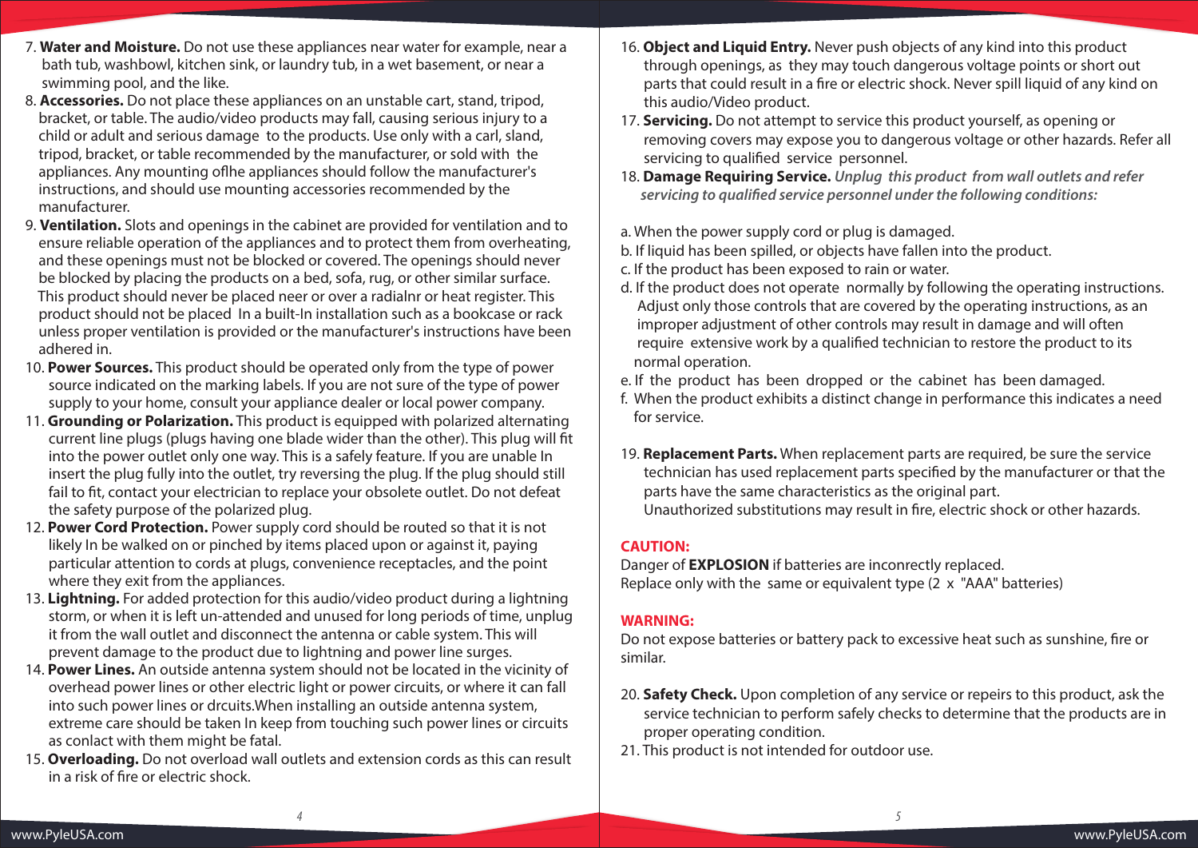7. **Water and Moisture.** Do not use these appliances near water for example, near a bath tub, washbowl, kitchen sink, or laundry tub, in a wet basement, or near a swimming pool, and the like.
8. **Accessories.** Do not place these appliances on an unstable cart, stand, tripod, bracket, or table. The audio/video products may fall, causing serious injury to a child or adult and serious damage to the products. Use only with a carl, sland, tripod, bracket, or table recommended by the manufacturer, or sold with the appliances. Any mounting oflhe appliances should follow the manufacturer's instructions, and should use mounting accessories recommended by the manufacturer.
9. **Ventilation.** Slots and openings in the cabinet are provided for ventilation and to ensure reliable operation of the appliances and to protect them from overheating, and these openings must not be blocked or covered. The openings should never be blocked by placing the products on a bed, sofa, rug, or other similar surface. This product should never be placed neer or over a radialnr or heat register. This product should not be placed In a built-In installation such as a bookcase or rack unless proper ventilation is provided or the manufacturer's instructions have been adhered in.
10. **Power Sources.** This product should be operated only from the type of power source indicated on the marking labels. If you are not sure of the type of power supply to your home, consult your appliance dealer or local power company.
11. **Grounding or Polarization.** This product is equipped with polarized alternating current line plugs (plugs having one blade wider than the other). This plug will fit into the power outlet only one way. This is a safely feature. If you are unable In insert the plug fully into the outlet, try reversing the plug. If the plug should still fail to fit, contact your electrician to replace your obsolete outlet. Do not defeat the safety purpose of the polarized plug.
12. **Power Cord Protection.** Power supply cord should be routed so that it is not likely In be walked on or pinched by items placed upon or against it, paying particular attention to cords at plugs, convenience receptacles, and the point where they exit from the appliances.
13. **Lightning.** For added protection for this audio/video product during a lightning storm, or when it is left un-attended and unused for long periods of time, unplug it from the wall outlet and disconnect the antenna or cable system. This will prevent damage to the product due to lightning and power line surges.
14. **Power Lines.** An outside antenna system should not be located in the vicinity of overhead power lines or other electric light or power circuits, or where it can fall into such power lines or drcuits.When installing an outside antenna system, extreme care should be taken In keep from touching such power lines or circuits as conlact with them might be fatal.
15. **Overloading.** Do not overload wall outlets and extension cords as this can result in a risk of fire or electric shock.
16. **Object and Liquid Entry.** Never push objects of any kind into this product through openings, as they may touch dangerous voltage points or short out parts that could result in a fire or electric shock. Never spill liquid of any kind on this audio/Video product.
17. **Servicing.** Do not attempt to service this product yourself, as opening or removing covers may expose you to dangerous voltage or other hazards. Refer all servicing to qualified service personnel.
18. **Damage Requiring Service.** *Unplug this product from wall outlets and refer servicing to qualified service personnel under the following conditions:*

a. When the power supply cord or plug is damaged.
b. If liquid has been spilled, or objects have fallen into the product.
c. If the product has been exposed to rain or water.
d. If the product does not operate normally by following the operating instructions. Adjust only those controls that are covered by the operating instructions, as an improper adjustment of other controls may result in damage and will often require extensive work by a qualified technician to restore the product to its normal operation.
e. If the product has been dropped or the cabinet has been damaged.
f. When the product exhibits a distinct change in performance this indicates a need for service.

19. **Replacement Parts.** When replacement parts are required, be sure the service technician has used replacement parts specified by the manufacturer or that the parts have the same characteristics as the original part.
    Unauthorized substitutions may result in fire, electric shock or other hazards.

**CAUTION:**
Danger of **EXPLOSION** if batteries are inconrectly replaced.
Replace only with the same or equivalent type (2 x "AAA" batteries)

**WARNING:**
Do not expose batteries or battery pack to excessive heat such as sunshine, fire or similar.

20. **Safety Check.** Upon completion of any service or repeirs to this product, ask the service technician to perform safely checks to determine that the products are in proper operating condition.
21. This product is not intended for outdoor use.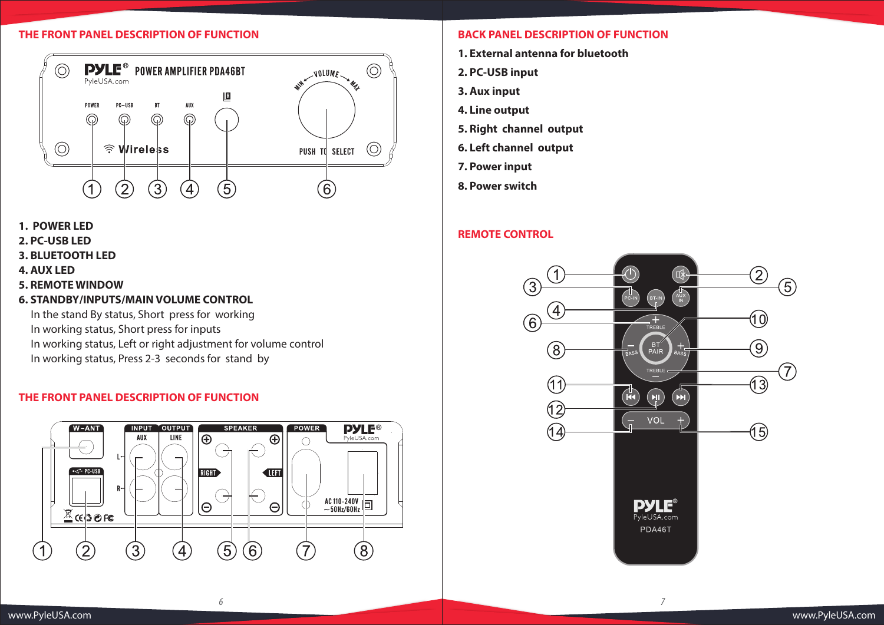## THE FRONT PANEL DESCRIPTION OF FUNCTION

**1. POWER LED**
**2. PC-USB LED**
**3. BLUETOOTH LED**
**4. AUX LED**
**5. REMOTE WINDOW**
**6. STANDBY/INPUTS/MAIN VOLUME CONTROL**

In the stand By status, Short press for working
In working status, Short press for inputs
In working status, Left or right adjustment for volume control
In working status, Press 2-3 seconds for stand by

## THE FRONT PANEL DESCRIPTION OF FUNCTION

## BACK PANEL DESCRIPTION OF FUNCTION

**1. External antenna for bluetooth**
**2. PC-USB input**
**3. Aux input**
**4. Line output**
**5. Right channel output**
**6. Left channel output**
**7. Power input**
**8. Power switch**

## REMOTE CONTROL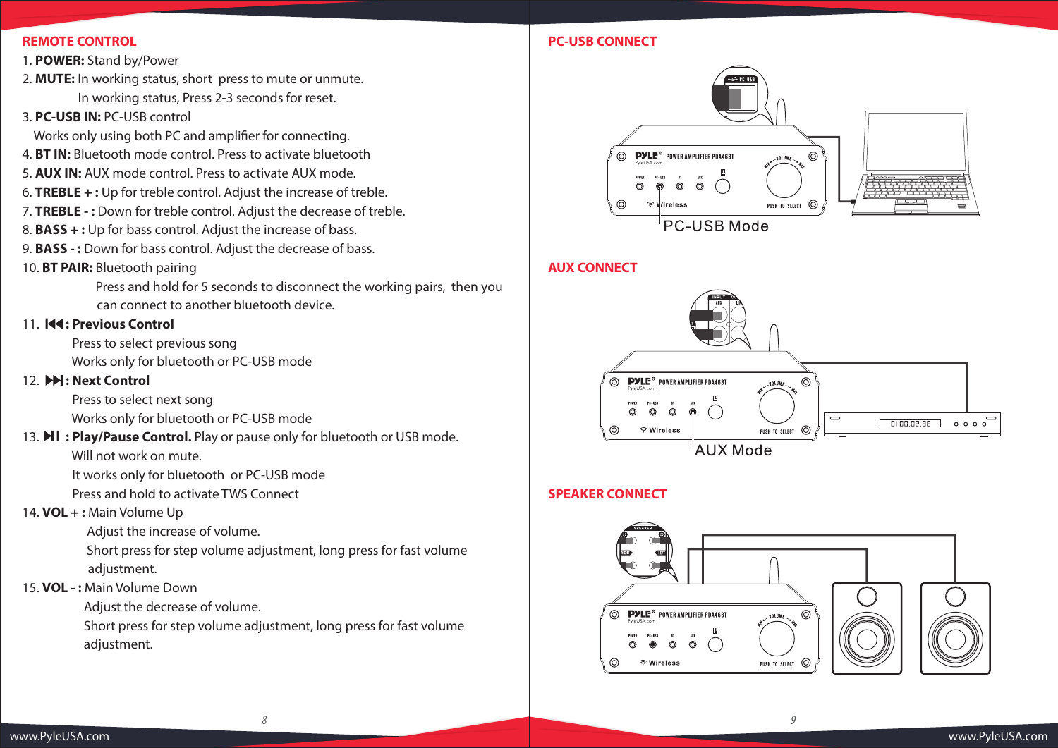## REMOTE CONTROL

1. **POWER:** Stand by/Power
2. **MUTE:** In working status, short press to mute or unmute.
   In working status, Press 2-3 seconds for reset.
3. **PC-USB IN:** PC-USB control
   Works only using both PC and amplifier for connecting.
4. **BT IN:** Bluetooth mode control. Press to activate bluetooth
5. **AUX IN:** AUX mode control. Press to activate AUX mode.
6. **TREBLE + :** Up for treble control. Adjust the increase of treble.
7. **TREBLE - :** Down for treble control. Adjust the decrease of treble.
8. **BASS + :** Up for bass control. Adjust the increase of bass.
9. **BASS - :** Down for bass control. Adjust the decrease of bass.
10. **BT PAIR:** Bluetooth pairing
    Press and hold for 5 seconds to disconnect the working pairs, then you can connect to another bluetooth device.
11. **⏮ : Previous Control**
    Press to select previous song
    Works only for bluetooth or PC-USB mode
12. **⏭ : Next Control**
    Press to select next song
    Works only for bluetooth or PC-USB mode
13. **⏯ : Play/Pause Control.** Play or pause only for bluetooth or USB mode.
    Will not work on mute.
    It works only for bluetooth or PC-USB mode
    Press and hold to activate TWS Connect
14. **VOL + :** Main Volume Up
    Adjust the increase of volume.
    Short press for step volume adjustment, long press for fast volume adjustment.
15. **VOL - :** Main Volume Down
    Adjust the decrease of volume.
    Short press for step volume adjustment, long press for fast volume adjustment.

## PC-USB CONNECT

PC-USB Mode

## AUX CONNECT

AUX Mode

## SPEAKER CONNECT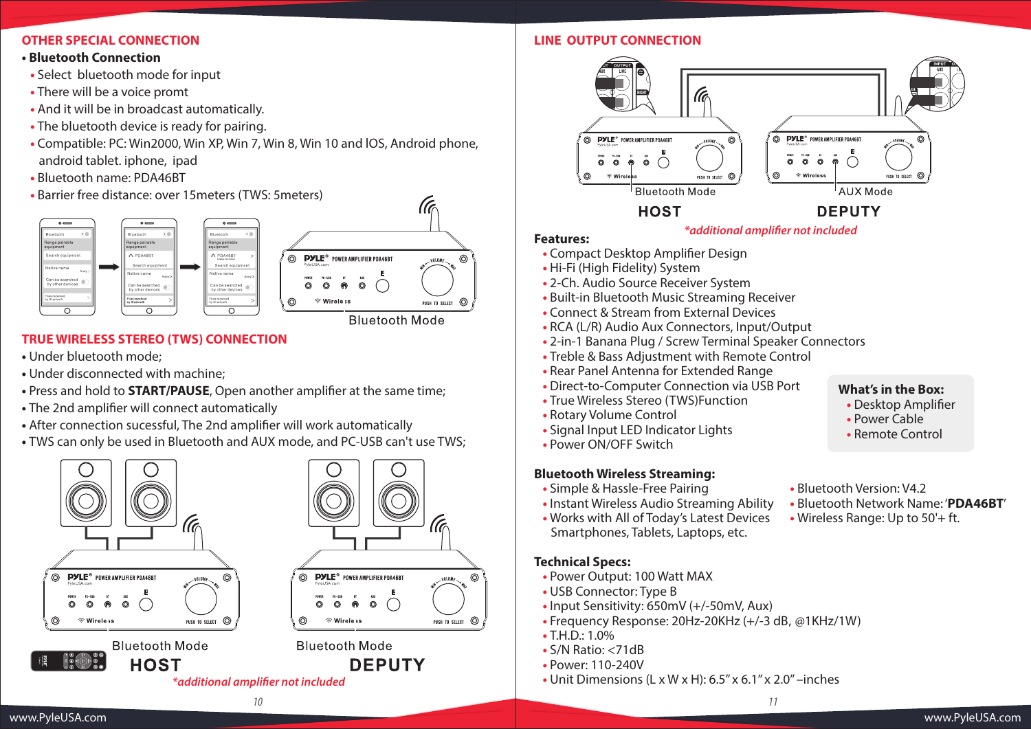## OTHER SPECIAL CONNECTION

- **Bluetooth Connection**
  - Select bluetooth mode for input
  - There will be a voice promt
  - And it will be in broadcast automatically.
  - The bluetooth device is ready for pairing.
  - Compatible: PC: Win2000, Win XP, Win 7, Win 8, Win 10 and IOS, Android phone, android tablet. iphone, ipad
  - Bluetooth name: PDA46BT
  - Barrier free distance: over 15meters (TWS: 5meters)

Bluetooth Mode

## TRUE WIRELESS STEREO (TWS) CONNECTION

- Under bluetooth mode;
- Under disconnected with machine;
- Press and hold to **START/PAUSE**, Open another amplifier at the same time;
- The 2nd amplifier will connect automatically
- After connection sucessful, The 2nd amplifier will work automatically
- TWS can only be used in Bluetooth and AUX mode, and PC-USB can't use TWS;

Bluetooth Mode
**HOST**

Bluetooth Mode
**DEPUTY**

*\*additional amplifier not included*

## LINE OUTPUT CONNECTION

Bluetooth Mode
**HOST**

AUX Mode
**DEPUTY**

*\*additional amplifier not included*

### Features:

- Compact Desktop Amplifier Design
- Hi-Fi (High Fidelity) System
- 2-Ch. Audio Source Receiver System
- Built-in Bluetooth Music Streaming Receiver
- Connect & Stream from External Devices
- RCA (L/R) Audio Aux Connectors, Input/Output
- 2-in-1 Banana Plug / Screw Terminal Speaker Connectors
- Treble & Bass Adjustment with Remote Control
- Rear Panel Antenna for Extended Range
- Direct-to-Computer Connection via USB Port
- True Wireless Stereo (TWS)Function
- Rotary Volume Control
- Signal Input LED Indicator Lights
- Power ON/OFF Switch

### What's in the Box:

- Desktop Amplifier
- Power Cable
- Remote Control

### Bluetooth Wireless Streaming:

- Simple & Hassle-Free Pairing
- Instant Wireless Audio Streaming Ability
- Works with All of Today's Latest Devices Smartphones, Tablets, Laptops, etc.
- Bluetooth Version: V4.2
- Bluetooth Network Name: '**PDA46BT**'
- Wireless Range: Up to 50'+ ft.

### Technical Specs:

- Power Output: 100 Watt MAX
- USB Connector: Type B
- Input Sensitivity: 650mV (+/-50mV, Aux)
- Frequency Response: 20Hz-20KHz (+/-3 dB, @1KHz/1W)
- T.H.D.: 1.0%
- S/N Ratio: <71dB
- Power: 110-240V
- Unit Dimensions (L x W x H): 6.5" x 6.1" x 2.0" –inches